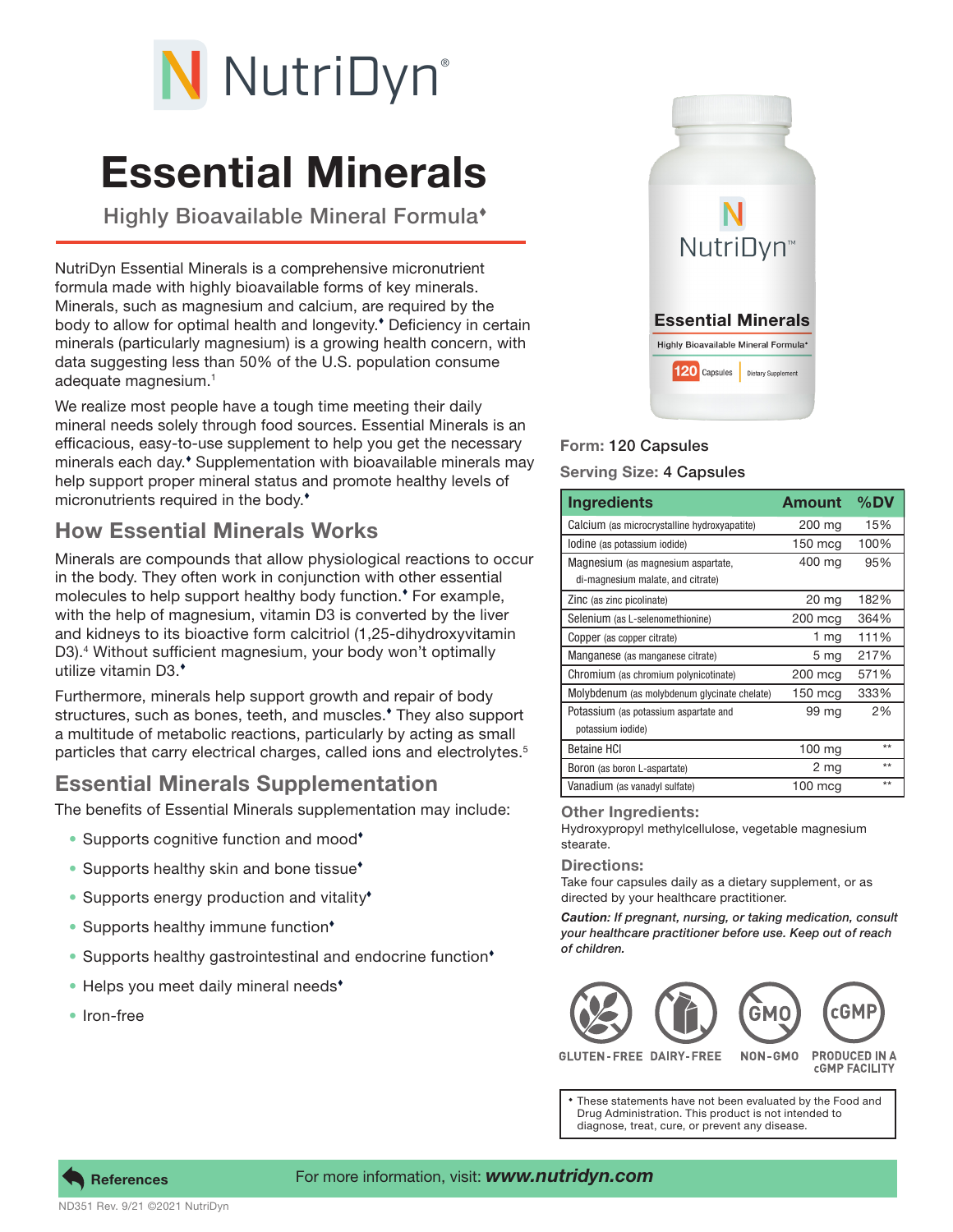# NutriDyn®

# Essential Minerals

## Highly Bioavailable Mineral Formula♦

NutriDyn Essential Minerals is a comprehensive micronutrient formula made with highly bioavailable forms of key minerals. Minerals, such as magnesium and calcium, are required by the body to allow for optimal health and longevity.♦ Deficiency in certain minerals (particularly magnesium) is a growing health concern, with data suggesting less than 50% of the U.S. population consume adequate magnesium.[1]

We realize most people have a tough time meeting their daily mineral needs solely through food sources. Essential Minerals is an efficacious, easy-to-use supplement to help you get the necessary minerals each day.♦ Supplementation with bioavailable minerals may help support proper mineral status and promote healthy levels of micronutrients required in the body.♦

## How Essential Minerals Works

Minerals are compounds that allow physiological reactions to occur in the body. They often work in conjunction with other essential molecules to help support healthy body function.♦ For example, with the help of magnesium, vitamin D3 is converted by the liver and kidneys to its bioactive form calcitriol (1,25-dihydroxyvitamin D3).[4] Without sufficient magnesium, your body won't optimally utilize vitamin D3.♦

Furthermore, minerals help support growth and repair of body structures, such as bones, teeth, and muscles.♦ They also support a multitude of metabolic reactions, particularly by acting as small particles that carry electrical charges, called ions and electrolytes.[5]

## Essential Minerals Supplementation

The benefits of Essential Minerals supplementation may include:

- Supports cognitive function and mood♦
- Supports healthy skin and bone tissue♦
- Supports energy production and vitality♦
- Supports healthy immune function♦
- Supports healthy gastrointestinal and endocrine function♦
- Helps you meet daily mineral needs♦
- Iron-free

**Form:** 120 Capsules

**Serving Size:** 4 Capsules

| Ingredients | Amount | %DV |
|---|---|---|
| Calcium (as microcrystalline hydroxyapatite) | 200 mg | 15% |
| Iodine (as potassium iodide) | 150 mcg | 100% |
| Magnesium (as magnesium aspartate, di-magnesium malate, and citrate) | 400 mg | 95% |
| Zinc (as zinc picolinate) | 20 mg | 182% |
| Selenium (as L-selenomethionine) | 200 mcg | 364% |
| Copper (as copper citrate) | 1 mg | 111% |
| Manganese (as manganese citrate) | 5 mg | 217% |
| Chromium (as chromium polynicotinate) | 200 mcg | 571% |
| Molybdenum (as molybdenum glycinate chelate) | 150 mcg | 333% |
| Potassium (as potassium aspartate and potassium iodide) | 99 mg | 2% |
| Betaine HCl | 100 mg | ** |
| Boron (as boron L-aspartate) | 2 mg | ** |
| Vanadium (as vanadyl sulfate) | 100 mcg | ** |

### Other Ingredients:

Hydroxypropyl methylcellulose, vegetable magnesium stearate.

### Directions:

Take four capsules daily as a dietary supplement, or as directed by your healthcare practitioner.

***Caution:** If pregnant, nursing, or taking medication, consult your healthcare practitioner before use. Keep out of reach of children.*

GLUTEN-FREE DAIRY-FREE NON-GMO PRODUCED IN A cGMP FACILITY

♦ These statements have not been evaluated by the Food and Drug Administration. This product is not intended to diagnose, treat, cure, or prevent any disease.

References

For more information, visit: ***www.nutridyn.com***

ND351 Rev. 9/21 ©2021 NutriDyn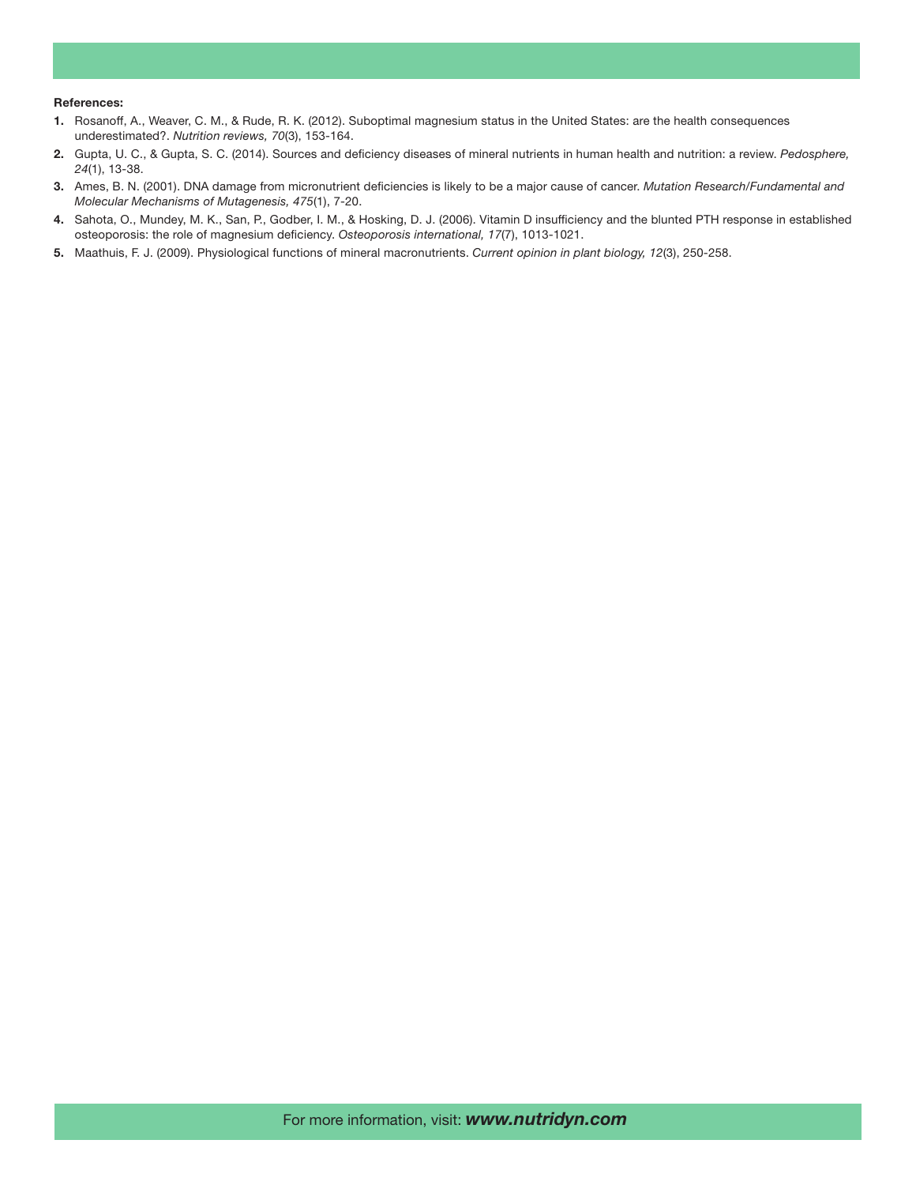**References:**

1. Rosanoff, A., Weaver, C. M., & Rude, R. K. (2012). Suboptimal magnesium status in the United States: are the health consequences underestimated?. *Nutrition reviews, 70*(3), 153-164.
2. Gupta, U. C., & Gupta, S. C. (2014). Sources and deficiency diseases of mineral nutrients in human health and nutrition: a review. *Pedosphere, 24*(1), 13-38.
3. Ames, B. N. (2001). DNA damage from micronutrient deficiencies is likely to be a major cause of cancer. *Mutation Research/Fundamental and Molecular Mechanisms of Mutagenesis, 475*(1), 7-20.
4. Sahota, O., Mundey, M. K., San, P., Godber, I. M., & Hosking, D. J. (2006). Vitamin D insufficiency and the blunted PTH response in established osteoporosis: the role of magnesium deficiency. *Osteoporosis international, 17*(7), 1013-1021.
5. Maathuis, F. J. (2009). Physiological functions of mineral macronutrients. *Current opinion in plant biology, 12*(3), 250-258.

For more information, visit: ***www.nutridyn.com***